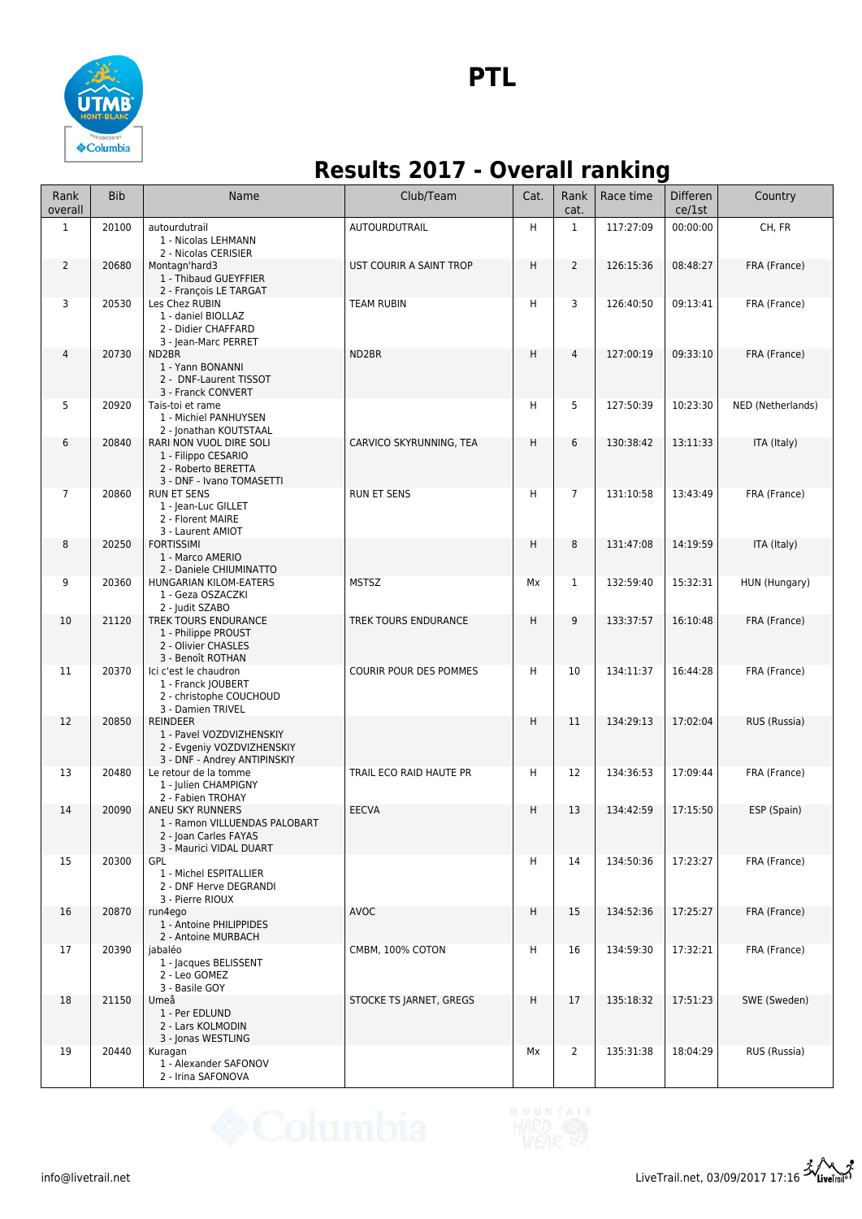# PTL

## Results 2017 - Overall ranking

| Rank overall | Bib | Name | Club/Team | Cat. | Rank cat. | Race time | Difference/1st | Country |
|---|---|---|---|---|---|---|---|---|
| 1 | 20100 | autourdutrail<br>1 - Nicolas LEHMANN<br>2 - Nicolas CERISIER | AUTOURDUTRAIL | H | 1 | 117:27:09 | 00:00:00 | CH, FR |
| 2 | 20680 | Montagn'hard3<br>1 - Thibaud GUEYFFIER<br>2 - François LE TARGAT | UST COURIR A SAINT TROP | H | 2 | 126:15:36 | 08:48:27 | FRA (France) |
| 3 | 20530 | Les Chez RUBIN<br>1 - daniel BIOLLAZ<br>2 - Didier CHAFFARD<br>3 - Jean-Marc PERRET | TEAM RUBIN | H | 3 | 126:40:50 | 09:13:41 | FRA (France) |
| 4 | 20730 | ND2BR<br>1 - Yann BONANNI<br>2 - DNF-Laurent TISSOT<br>3 - Franck CONVERT | ND2BR | H | 4 | 127:00:19 | 09:33:10 | FRA (France) |
| 5 | 20920 | Tais-toi et rame<br>1 - Michiel PANHUYSEN<br>2 - Jonathan KOUTSTAAL | | H | 5 | 127:50:39 | 10:23:30 | NED (Netherlands) |
| 6 | 20840 | RARI NON VUOL DIRE SOLI<br>1 - Filippo CESARIO<br>2 - Roberto BERETTA<br>3 - DNF - Ivano TOMASETTI | CARVICO SKYRUNNING, TEA | H | 6 | 130:38:42 | 13:11:33 | ITA (Italy) |
| 7 | 20860 | RUN ET SENS<br>1 - Jean-Luc GILLET<br>2 - Florent MAIRE<br>3 - Laurent AMIOT | RUN ET SENS | H | 7 | 131:10:58 | 13:43:49 | FRA (France) |
| 8 | 20250 | FORTISSIMI<br>1 - Marco AMERIO<br>2 - Daniele CHIUMINATTO | | H | 8 | 131:47:08 | 14:19:59 | ITA (Italy) |
| 9 | 20360 | HUNGARIAN KILOM-EATERS<br>1 - Geza OSZACZKI<br>2 - Judit SZABO | MSTSZ | Mx | 1 | 132:59:40 | 15:32:31 | HUN (Hungary) |
| 10 | 21120 | TREK TOURS ENDURANCE<br>1 - Philippe PROUST<br>2 - Olivier CHASLES<br>3 - Benoît ROTHAN | TREK TOURS ENDURANCE | H | 9 | 133:37:57 | 16:10:48 | FRA (France) |
| 11 | 20370 | Ici c'est le chaudron<br>1 - Franck JOUBERT<br>2 - christophe COUCHOUD<br>3 - Damien TRIVEL | COURIR POUR DES POMMES | H | 10 | 134:11:37 | 16:44:28 | FRA (France) |
| 12 | 20850 | REINDEER<br>1 - Pavel VOZDVIZHENSKIY<br>2 - Evgeniy VOZDVIZHENSKIY<br>3 - DNF - Andrey ANTIPINSKIY | | H | 11 | 134:29:13 | 17:02:04 | RUS (Russia) |
| 13 | 20480 | Le retour de la tomme<br>1 - Julien CHAMPIGNY<br>2 - Fabien TROHAY | TRAIL ECO RAID HAUTE PR | H | 12 | 134:36:53 | 17:09:44 | FRA (France) |
| 14 | 20090 | ANEU SKY RUNNERS<br>1 - Ramon VILLUENDAS PALOBART<br>2 - Joan Carles FAYAS<br>3 - Maurici VIDAL DUART | EECVA | H | 13 | 134:42:59 | 17:15:50 | ESP (Spain) |
| 15 | 20300 | GPL<br>1 - Michel ESPITALLIER<br>2 - DNF Herve DEGRANDI<br>3 - Pierre RIOUX | | H | 14 | 134:50:36 | 17:23:27 | FRA (France) |
| 16 | 20870 | run4ego<br>1 - Antoine PHILIPPIDES<br>2 - Antoine MURBACH | AVOC | H | 15 | 134:52:36 | 17:25:27 | FRA (France) |
| 17 | 20390 | jabaléo<br>1 - Jacques BELISSENT<br>2 - Leo GOMEZ<br>3 - Basile GOY | CMBM, 100% COTON | H | 16 | 134:59:30 | 17:32:21 | FRA (France) |
| 18 | 21150 | Umeå<br>1 - Per EDLUND<br>2 - Lars KOLMODIN<br>3 - Jonas WESTLING | STOCKE TS JARNET, GREGS | H | 17 | 135:18:32 | 17:51:23 | SWE (Sweden) |
| 19 | 20440 | Kuragan<br>1 - Alexander SAFONOV<br>2 - Irina SAFONOVA | | Mx | 2 | 135:31:38 | 18:04:29 | RUS (Russia) |

info@livetrail.net

LiveTrail.net, 03/09/2017 17:16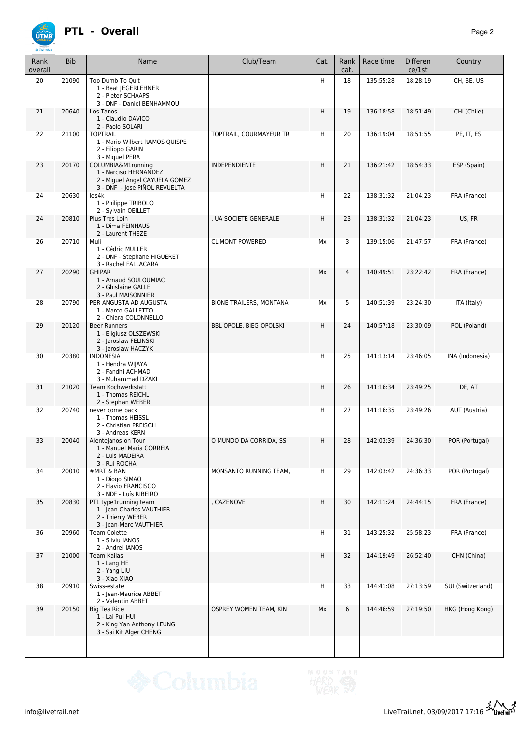# PTL - Overall

| Rank overall | Bib | Name | Club/Team | Cat. | Rank cat. | Race time | Difference/1st | Country |
|---|---|---|---|---|---|---|---|---|
| 20 | 21090 | Too Dumb To Quit<br>1 - Beat JEGERLEHNER<br>2 - Pieter SCHAAPS<br>3 - DNF - Daniel BENHAMMOU | | H | 18 | 135:55:28 | 18:28:19 | CH, BE, US |
| 21 | 20640 | Los Tanos<br>1 - Claudio DAVICO<br>2 - Paolo SOLARI | | H | 19 | 136:18:58 | 18:51:49 | CHI (Chile) |
| 22 | 21100 | TOPTRAIL<br>1 - Mario Wilbert RAMOS QUISPE<br>2 - Filippo GARIN<br>3 - Miquel PERA | TOPTRAIL, COURMAYEUR TR | H | 20 | 136:19:04 | 18:51:55 | PE, IT, ES |
| 23 | 20170 | COLUMBIA&M1running<br>1 - Narciso HERNANDEZ<br>2 - Miguel Angel CAYUELA GOMEZ<br>3 - DNF - Jose PIÑOL REVUELTA | INDEPENDIENTE | H | 21 | 136:21:42 | 18:54:33 | ESP (Spain) |
| 24 | 20630 | les4k<br>1 - Philippe TRIBOLO<br>2 - Sylvain OEILLET | | H | 22 | 138:31:32 | 21:04:23 | FRA (France) |
| 24 | 20810 | Plus Très Loin<br>1 - Dima FEINHAUS<br>2 - Laurent THEZE | , UA SOCIETE GENERALE | H | 23 | 138:31:32 | 21:04:23 | US, FR |
| 26 | 20710 | Muli<br>1 - Cédric MULLER<br>2 - DNF - Stephane HIGUERET<br>3 - Rachel FALLACARA | CLIMONT POWERED | Mx | 3 | 139:15:06 | 21:47:57 | FRA (France) |
| 27 | 20290 | GHIPAR<br>1 - Arnaud SOULOUMIAC<br>2 - Ghislaine GALLE<br>3 - Paul MAISONNIER | | Mx | 4 | 140:49:51 | 23:22:42 | FRA (France) |
| 28 | 20790 | PER ANGUSTA AD AUGUSTA<br>1 - Marco GALLETTO<br>2 - Chiara COLONNELLO | BIONE TRAILERS, MONTANA | Mx | 5 | 140:51:39 | 23:24:30 | ITA (Italy) |
| 29 | 20120 | Beer Runners<br>1 - Eligiusz OLSZEWSKI<br>2 - Jaroslaw FELINSKI<br>3 - Jaroslaw HACZYK | BBL OPOLE, BIEG OPOLSKI | H | 24 | 140:57:18 | 23:30:09 | POL (Poland) |
| 30 | 20380 | INDONESIA<br>1 - Hendra WIJAYA<br>2 - Fandhi ACHMAD<br>3 - Muhammad DZAKI | | H | 25 | 141:13:14 | 23:46:05 | INA (Indonesia) |
| 31 | 21020 | Team Kochwerkstatt<br>1 - Thomas REICHL<br>2 - Stephan WEBER | | H | 26 | 141:16:34 | 23:49:25 | DE, AT |
| 32 | 20740 | never come back<br>1 - Thomas HEISSL<br>2 - Christian PREISCH<br>3 - Andreas KERN | | H | 27 | 141:16:35 | 23:49:26 | AUT (Austria) |
| 33 | 20040 | Alentejanos on Tour<br>1 - Manuel Maria CORREIA<br>2 - Luis MADEIRA<br>3 - Rui ROCHA | O MUNDO DA CORRIDA, SS | H | 28 | 142:03:39 | 24:36:30 | POR (Portugal) |
| 34 | 20010 | #MRT & BAN<br>1 - Diogo SIMAO<br>2 - Flavio FRANCISCO<br>3 - NDF - Luís RIBEIRO | MONSANTO RUNNING TEAM, | H | 29 | 142:03:42 | 24:36:33 | POR (Portugal) |
| 35 | 20830 | PTL type1running team<br>1 - Jean-Charles VAUTHIER<br>2 - Thierry WEBER<br>3 - Jean-Marc VAUTHIER | , CAZENOVE | H | 30 | 142:11:24 | 24:44:15 | FRA (France) |
| 36 | 20960 | Team Colette<br>1 - Silviu IANOS<br>2 - Andrei IANOS | | H | 31 | 143:25:32 | 25:58:23 | FRA (France) |
| 37 | 21000 | Team Kailas<br>1 - Lang HE<br>2 - Yang LIU<br>3 - Xiao XIAO | | H | 32 | 144:19:49 | 26:52:40 | CHN (China) |
| 38 | 20910 | Swiss-estate<br>1 - Jean-Maurice ABBET<br>2 - Valentin ABBET | | H | 33 | 144:41:08 | 27:13:59 | SUI (Switzerland) |
| 39 | 20150 | Big Tea Rice<br>1 - Lai Pui HUI<br>2 - King Yan Anthony LEUNG<br>3 - Sai Kit Alger CHENG | OSPREY WOMEN TEAM, KIN | Mx | 6 | 144:46:59 | 27:19:50 | HKG (Hong Kong) |

info@livetrail.net

LiveTrail.net, 03/09/2017 17:16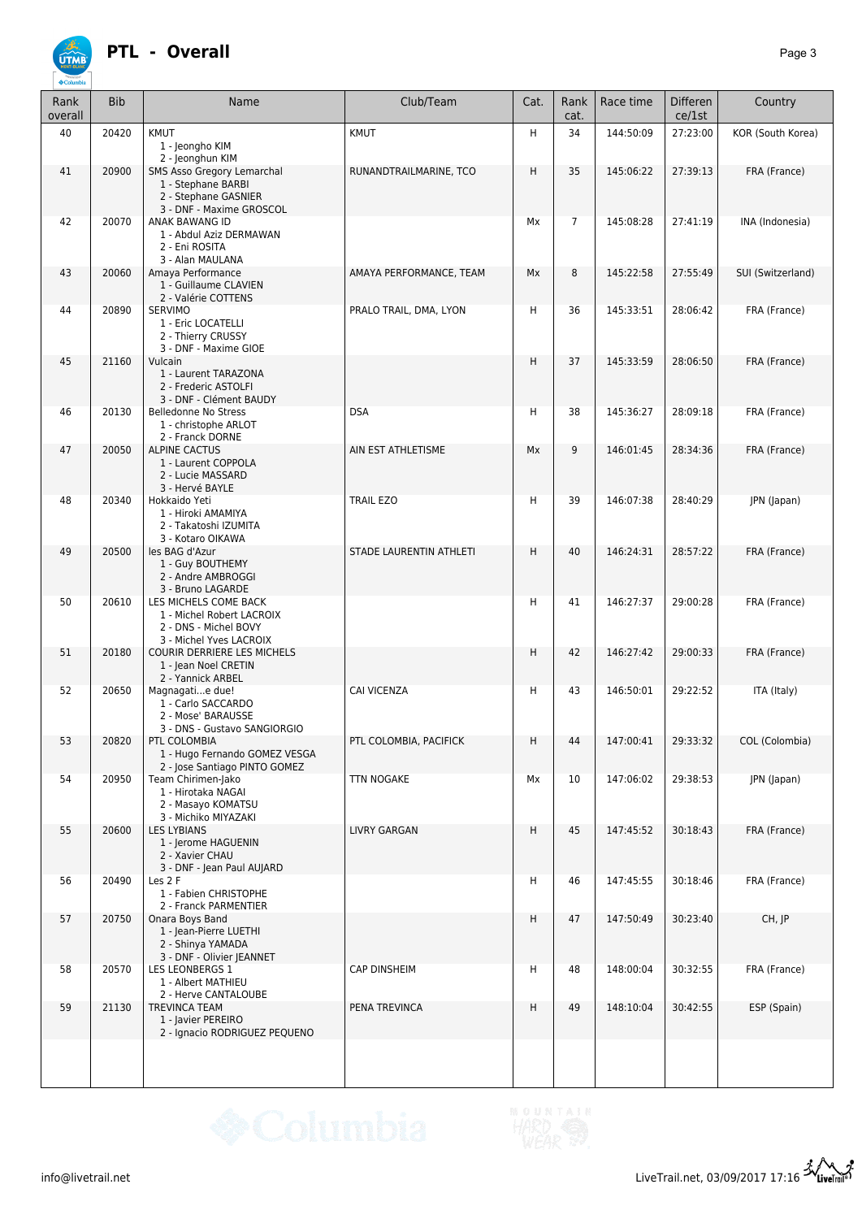# PTL - Overall

| Rank overall | Bib | Name | Club/Team | Cat. | Rank cat. | Race time | Difference/1st | Country |
|---|---|---|---|---|---|---|---|---|
| 40 | 20420 | KMUT<br>1 - Jeongho KIM<br>2 - Jeonghun KIM | KMUT | H | 34 | 144:50:09 | 27:23:00 | KOR (South Korea) |
| 41 | 20900 | SMS Asso Gregory Lemarchal<br>1 - Stephane BARBI<br>2 - Stephane GASNIER<br>3 - DNF - Maxime GROSCOL | RUNANDTRAILMARINE, TCO | H | 35 | 145:06:22 | 27:39:13 | FRA (France) |
| 42 | 20070 | ANAK BAWANG ID<br>1 - Abdul Aziz DERMAWAN<br>2 - Eni ROSITA<br>3 - Alan MAULANA | | Mx | 7 | 145:08:28 | 27:41:19 | INA (Indonesia) |
| 43 | 20060 | Amaya Performance<br>1 - Guillaume CLAVIEN<br>2 - Valérie COTTENS | AMAYA PERFORMANCE, TEAM | Mx | 8 | 145:22:58 | 27:55:49 | SUI (Switzerland) |
| 44 | 20890 | SERVIMO<br>1 - Eric LOCATELLI<br>2 - Thierry CRUSSY<br>3 - DNF - Maxime GIOE | PRALO TRAIL, DMA, LYON | H | 36 | 145:33:51 | 28:06:42 | FRA (France) |
| 45 | 21160 | Vulcain<br>1 - Laurent TARAZONA<br>2 - Frederic ASTOLFI<br>3 - DNF - Clément BAUDY | | H | 37 | 145:33:59 | 28:06:50 | FRA (France) |
| 46 | 20130 | Belledonne No Stress<br>1 - christophe ARLOT<br>2 - Franck DORNE | DSA | H | 38 | 145:36:27 | 28:09:18 | FRA (France) |
| 47 | 20050 | ALPINE CACTUS<br>1 - Laurent COPPOLA<br>2 - Lucie MASSARD<br>3 - Hervé BAYLE | AIN EST ATHLETISME | Mx | 9 | 146:01:45 | 28:34:36 | FRA (France) |
| 48 | 20340 | Hokkaido Yeti<br>1 - Hiroki AMAMIYA<br>2 - Takatoshi IZUMITA<br>3 - Kotaro OIKAWA | TRAIL EZO | H | 39 | 146:07:38 | 28:40:29 | JPN (Japan) |
| 49 | 20500 | les BAG d'Azur<br>1 - Guy BOUTHEMY<br>2 - Andre AMBROGGI<br>3 - Bruno LAGARDE | STADE LAURENTIN ATHLETI | H | 40 | 146:24:31 | 28:57:22 | FRA (France) |
| 50 | 20610 | LES MICHELS COME BACK<br>1 - Michel Robert LACROIX<br>2 - DNS - Michel BOVY<br>3 - Michel Yves LACROIX | | H | 41 | 146:27:37 | 29:00:28 | FRA (France) |
| 51 | 20180 | COURIR DERRIERE LES MICHELS<br>1 - Jean Noel CRETIN<br>2 - Yannick ARBEL | | H | 42 | 146:27:42 | 29:00:33 | FRA (France) |
| 52 | 20650 | Magnagati...e due!<br>1 - Carlo SACCARDO<br>2 - Mose' BARAUSSE<br>3 - DNS - Gustavo SANGIORGIO | CAI VICENZA | H | 43 | 146:50:01 | 29:22:52 | ITA (Italy) |
| 53 | 20820 | PTL COLOMBIA<br>1 - Hugo Fernando GOMEZ VESGA<br>2 - Jose Santiago PINTO GOMEZ | PTL COLOMBIA, PACIFICK | H | 44 | 147:00:41 | 29:33:32 | COL (Colombia) |
| 54 | 20950 | Team Chirimen-Jako<br>1 - Hirotaka NAGAI<br>2 - Masayo KOMATSU<br>3 - Michiko MIYAZAKI | TTN NOGAKE | Mx | 10 | 147:06:02 | 29:38:53 | JPN (Japan) |
| 55 | 20600 | LES LYBIANS<br>1 - Jerome HAGUENIN<br>2 - Xavier CHAU<br>3 - DNF - Jean Paul AUJARD | LIVRY GARGAN | H | 45 | 147:45:52 | 30:18:43 | FRA (France) |
| 56 | 20490 | Les 2 F<br>1 - Fabien CHRISTOPHE<br>2 - Franck PARMENTIER | | H | 46 | 147:45:55 | 30:18:46 | FRA (France) |
| 57 | 20750 | Onara Boys Band<br>1 - Jean-Pierre LUETHI<br>2 - Shinya YAMADA<br>3 - DNF - Olivier JEANNET | | H | 47 | 147:50:49 | 30:23:40 | CH, JP |
| 58 | 20570 | LES LEONBERGS 1<br>1 - Albert MATHIEU<br>2 - Herve CANTALOUBE | CAP DINSHEIM | H | 48 | 148:00:04 | 30:32:55 | FRA (France) |
| 59 | 21130 | TREVINCA TEAM<br>1 - Javier PEREIRO<br>2 - Ignacio RODRIGUEZ PEQUENO | PENA TREVINCA | H | 49 | 148:10:04 | 30:42:55 | ESP (Spain) |

info@livetrail.net

LiveTrail.net, 03/09/2017 17:16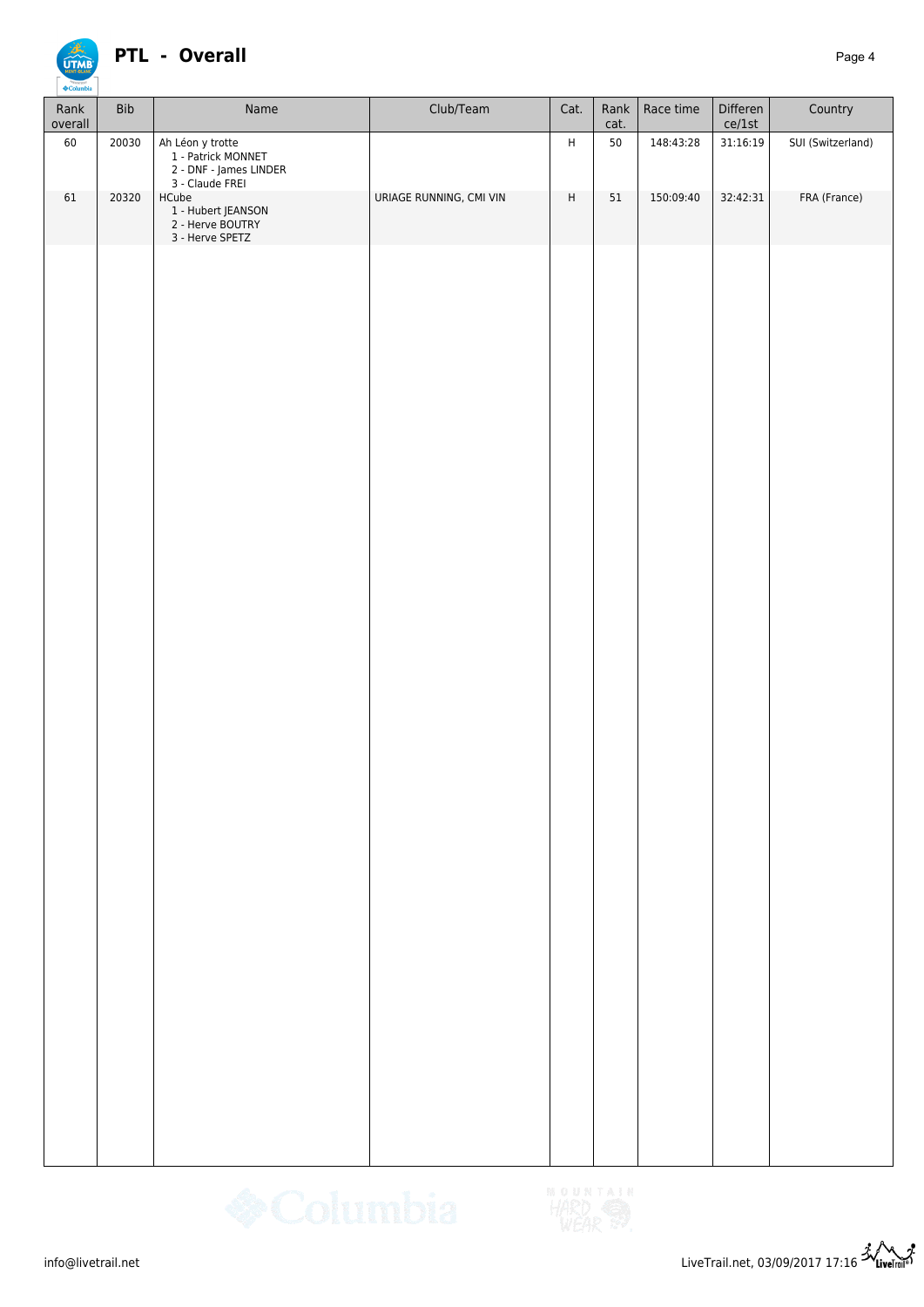# PTL - Overall

| Rank overall | Bib | Name | Club/Team | Cat. | Rank cat. | Race time | Difference/1st | Country |
|---|---|---|---|---|---|---|---|---|
| 60 | 20030 | Ah Léon y trotte<br>1 - Patrick MONNET<br>2 - DNF - James LINDER<br>3 - Claude FREI | | H | 50 | 148:43:28 | 31:16:19 | SUI (Switzerland) |
| 61 | 20320 | HCube<br>1 - Hubert JEANSON<br>2 - Herve BOUTRY<br>3 - Herve SPETZ | URIAGE RUNNING, CMI VIN | H | 51 | 150:09:40 | 32:42:31 | FRA (France) |

info@livetrail.net

LiveTrail.net, 03/09/2017 17:16